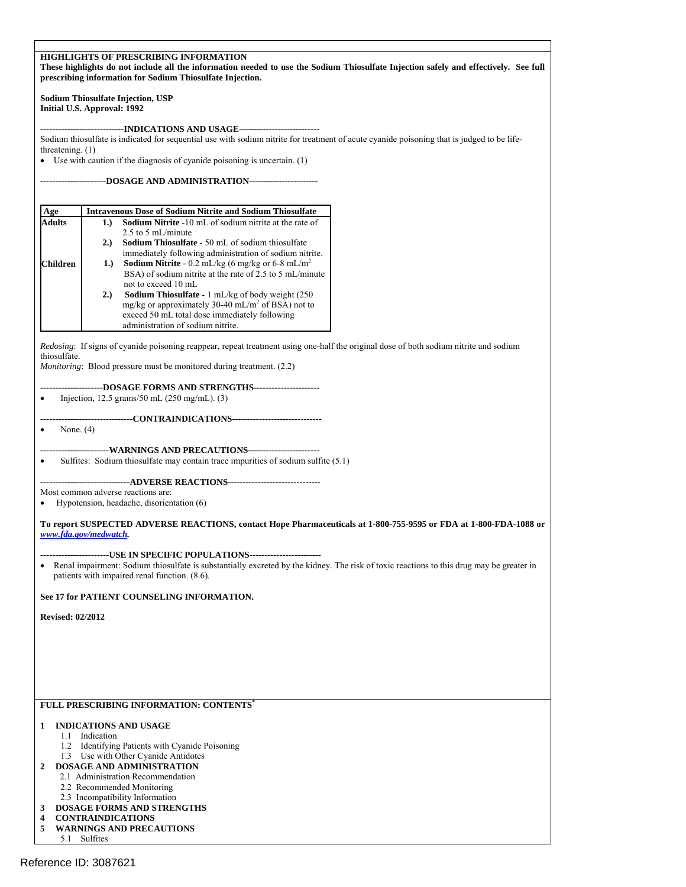**HIGHLIGHTS OF PRESCRIBING INFORMATION**
**These highlights do not include all the information needed to use the Sodium Thiosulfate Injection safely and effectively. See full prescribing information for Sodium Thiosulfate Injection.**

**Sodium Thiosulfate Injection, USP**
**Initial U.S. Approval: 1992**

**----------------------------INDICATIONS AND USAGE---------------------------**

Sodium thiosulfate is indicated for sequential use with sodium nitrite for treatment of acute cyanide poisoning that is judged to be life-threatening. (1)

- Use with caution if the diagnosis of cyanide poisoning is uncertain. (1)

**----------------------DOSAGE AND ADMINISTRATION----------------------**

| Age | Intravenous Dose of Sodium Nitrite and Sodium Thiosulfate |
|---|---|
| **Adults** | **1.)** **Sodium Nitrite** -10 mL of sodium nitrite at the rate of 2.5 to 5 mL/minute<br>**2.)** **Sodium Thiosulfate** - 50 mL of sodium thiosulfate immediately following administration of sodium nitrite. |
| **Children** | **1.)** **Sodium Nitrite** - 0.2 mL/kg (6 mg/kg or 6-8 mL/$m^2$ BSA) of sodium nitrite at the rate of 2.5 to 5 mL/minute not to exceed 10 mL<br>**2.)** **Sodium Thiosulfate** - 1 mL/kg of body weight (250 mg/kg or approximately 30-40 mL/$m^2$ of BSA) not to exceed 50 mL total dose immediately following administration of sodium nitrite. |

*Redosing*: If signs of cyanide poisoning reappear, repeat treatment using one-half the original dose of both sodium nitrite and sodium thiosulfate.
*Monitoring*: Blood pressure must be monitored during treatment. (2.2)

**---------------------DOSAGE FORMS AND STRENGTHS----------------------**

- Injection, 12.5 grams/50 mL (250 mg/mL). (3)

**-------------------------------CONTRAINDICATIONS------------------------------**

- None. (4)

**-----------------------WARNINGS AND PRECAUTIONS------------------------**

- Sulfites: Sodium thiosulfate may contain trace impurities of sodium sulfite (5.1)

**------------------------------ADVERSE REACTIONS-------------------------------**

Most common adverse reactions are:

- Hypotension, headache, disorientation (6)

**To report SUSPECTED ADVERSE REACTIONS, contact Hope Pharmaceuticals at 1-800-755-9595 or FDA at 1-800-FDA-1088 or *www.fda.gov/medwatch*.**

**-----------------------USE IN SPECIFIC POPULATIONS------------------------**

- Renal impairment: Sodium thiosulfate is substantially excreted by the kidney. The risk of toxic reactions to this drug may be greater in patients with impaired renal function. (8.6).

**See 17 for PATIENT COUNSELING INFORMATION.**

**Revised: 02/2012**

**FULL PRESCRIBING INFORMATION: CONTENTS***

**1 INDICATIONS AND USAGE**
- 1.1 Indication
- 1.2 Identifying Patients with Cyanide Poisoning
- 1.3 Use with Other Cyanide Antidotes

**2 DOSAGE AND ADMINISTRATION**
- 2.1 Administration Recommendation
- 2.2 Recommended Monitoring
- 2.3 Incompatibility Information

**3 DOSAGE FORMS AND STRENGTHS**

**4 CONTRAINDICATIONS**

**5 WARNINGS AND PRECAUTIONS**
- 5.1 Sulfites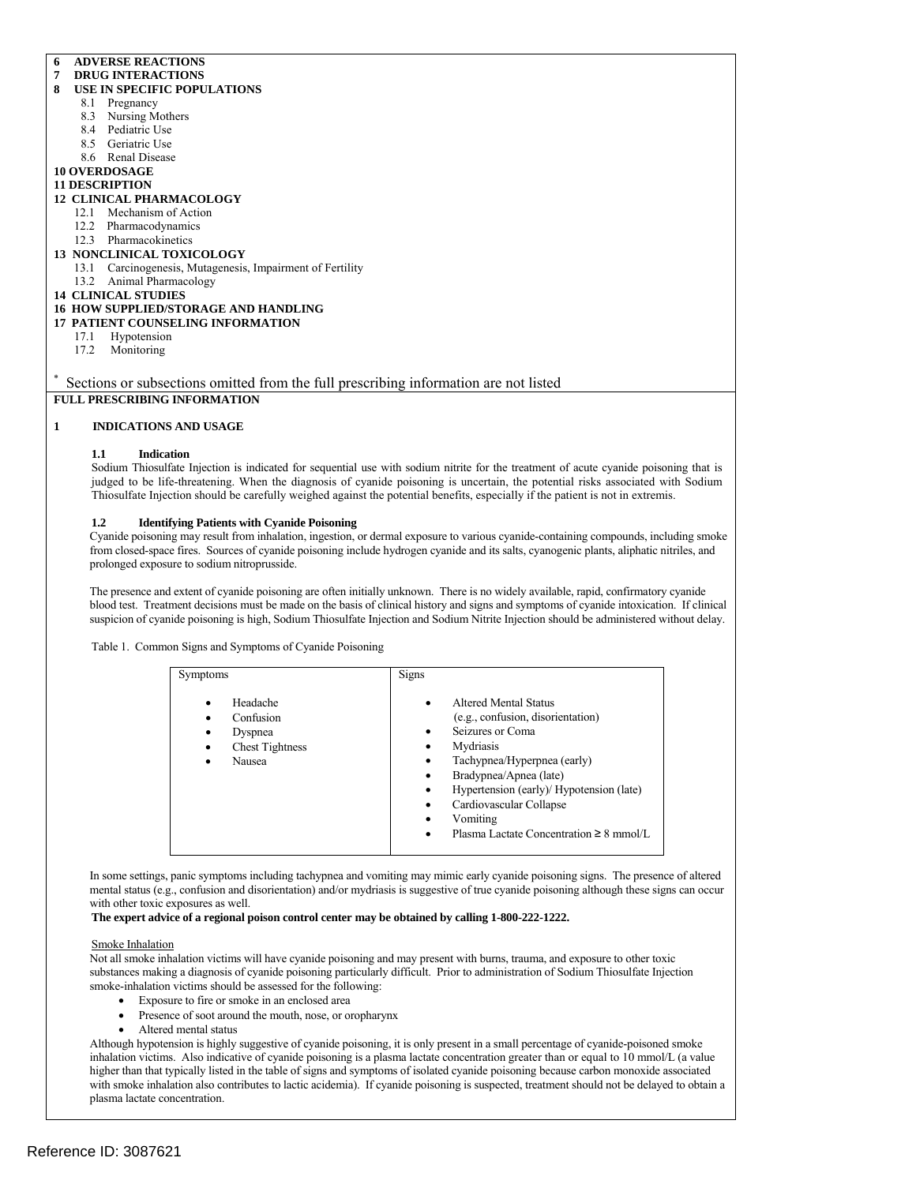**6 ADVERSE REACTIONS**
**7 DRUG INTERACTIONS**
**8 USE IN SPECIFIC POPULATIONS**
- 8.1 Pregnancy
- 8.3 Nursing Mothers
- 8.4 Pediatric Use
- 8.5 Geriatric Use
- 8.6 Renal Disease

**10 OVERDOSAGE**
**11 DESCRIPTION**
**12 CLINICAL PHARMACOLOGY**
- 12.1 Mechanism of Action
- 12.2 Pharmacodynamics
- 12.3 Pharmacokinetics

**13 NONCLINICAL TOXICOLOGY**
- 13.1 Carcinogenesis, Mutagenesis, Impairment of Fertility
- 13.2 Animal Pharmacology

**14 CLINICAL STUDIES**
**16 HOW SUPPLIED/STORAGE AND HANDLING**
**17 PATIENT COUNSELING INFORMATION**
- 17.1 Hypotension
- 17.2 Monitoring

* Sections or subsections omitted from the full prescribing information are not listed

**FULL PRESCRIBING INFORMATION**

## 1 INDICATIONS AND USAGE

### 1.1 Indication

Sodium Thiosulfate Injection is indicated for sequential use with sodium nitrite for the treatment of acute cyanide poisoning that is judged to be life-threatening. When the diagnosis of cyanide poisoning is uncertain, the potential risks associated with Sodium Thiosulfate Injection should be carefully weighed against the potential benefits, especially if the patient is not in extremis.

### 1.2 Identifying Patients with Cyanide Poisoning

Cyanide poisoning may result from inhalation, ingestion, or dermal exposure to various cyanide-containing compounds, including smoke from closed-space fires. Sources of cyanide poisoning include hydrogen cyanide and its salts, cyanogenic plants, aliphatic nitriles, and prolonged exposure to sodium nitroprusside.

The presence and extent of cyanide poisoning are often initially unknown. There is no widely available, rapid, confirmatory cyanide blood test. Treatment decisions must be made on the basis of clinical history and signs and symptoms of cyanide intoxication. If clinical suspicion of cyanide poisoning is high, Sodium Thiosulfate Injection and Sodium Nitrite Injection should be administered without delay.

Table 1. Common Signs and Symptoms of Cyanide Poisoning

| Symptoms | Signs |
|---|---|
| • Headache<br>• Confusion<br>• Dyspnea<br>• Chest Tightness<br>• Nausea | • Altered Mental Status (e.g., confusion, disorientation)<br>• Seizures or Coma<br>• Mydriasis<br>• Tachypnea/Hyperpnea (early)<br>• Bradypnea/Apnea (late)<br>• Hypertension (early)/ Hypotension (late)<br>• Cardiovascular Collapse<br>• Vomiting<br>• Plasma Lactate Concentration ≥ 8 mmol/L |

In some settings, panic symptoms including tachypnea and vomiting may mimic early cyanide poisoning signs. The presence of altered mental status (e.g., confusion and disorientation) and/or mydriasis is suggestive of true cyanide poisoning although these signs can occur with other toxic exposures as well.

**The expert advice of a regional poison control center may be obtained by calling 1-800-222-1222.**

Smoke Inhalation

Not all smoke inhalation victims will have cyanide poisoning and may present with burns, trauma, and exposure to other toxic substances making a diagnosis of cyanide poisoning particularly difficult. Prior to administration of Sodium Thiosulfate Injection smoke-inhalation victims should be assessed for the following:

- Exposure to fire or smoke in an enclosed area
- Presence of soot around the mouth, nose, or oropharynx
- Altered mental status

Although hypotension is highly suggestive of cyanide poisoning, it is only present in a small percentage of cyanide-poisoned smoke inhalation victims. Also indicative of cyanide poisoning is a plasma lactate concentration greater than or equal to 10 mmol/L (a value higher than that typically listed in the table of signs and symptoms of isolated cyanide poisoning because carbon monoxide associated with smoke inhalation also contributes to lactic acidemia). If cyanide poisoning is suspected, treatment should not be delayed to obtain a plasma lactate concentration.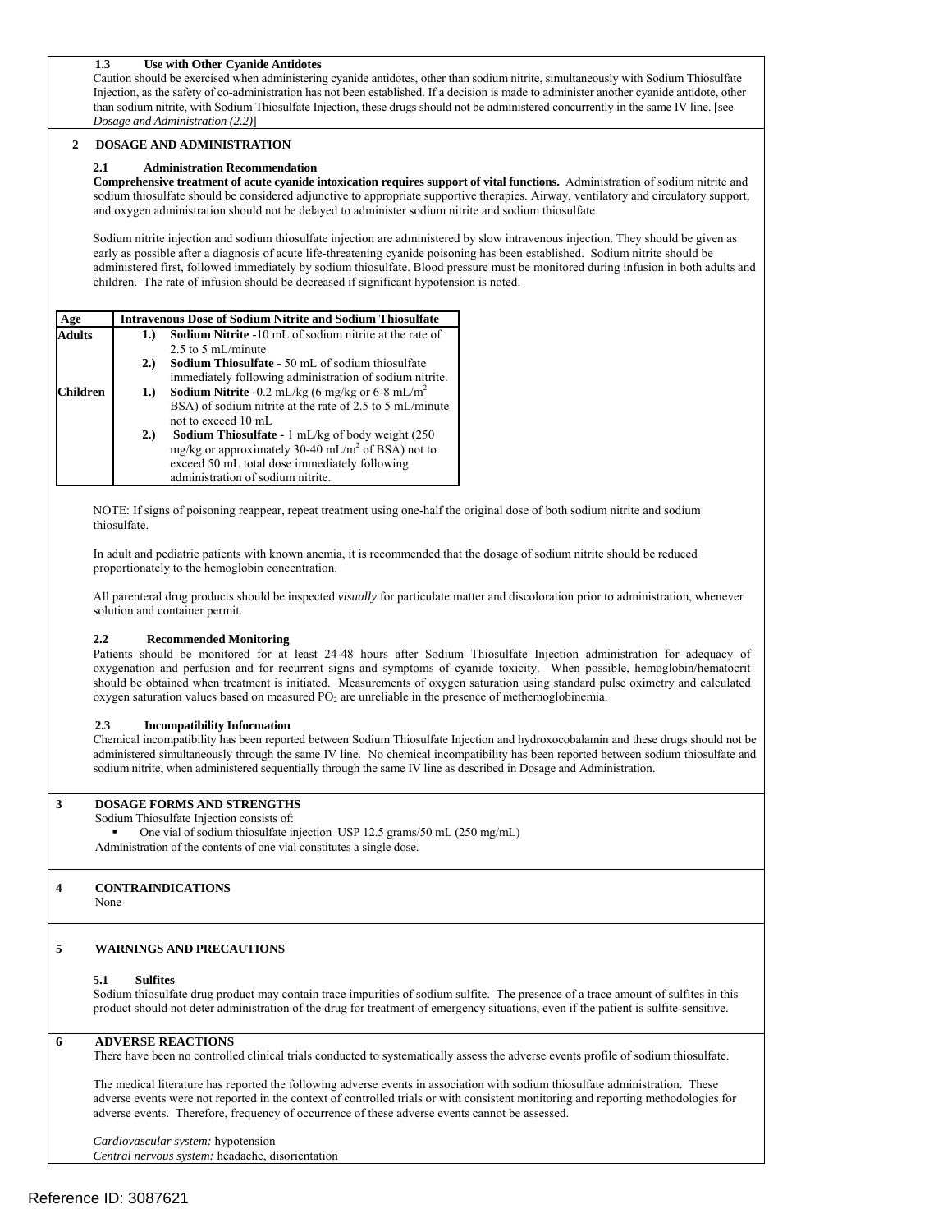### 1.3 Use with Other Cyanide Antidotes

Caution should be exercised when administering cyanide antidotes, other than sodium nitrite, simultaneously with Sodium Thiosulfate Injection, as the safety of co-administration has not been established. If a decision is made to administer another cyanide antidote, other than sodium nitrite, with Sodium Thiosulfate Injection, these drugs should not be administered concurrently in the same IV line. [see *Dosage and Administration (2.2)*]

## 2 DOSAGE AND ADMINISTRATION

### 2.1 Administration Recommendation

**Comprehensive treatment of acute cyanide intoxication requires support of vital functions.** Administration of sodium nitrite and sodium thiosulfate should be considered adjunctive to appropriate supportive therapies. Airway, ventilatory and circulatory support, and oxygen administration should not be delayed to administer sodium nitrite and sodium thiosulfate.

Sodium nitrite injection and sodium thiosulfate injection are administered by slow intravenous injection. They should be given as early as possible after a diagnosis of acute life-threatening cyanide poisoning has been established. Sodium nitrite should be administered first, followed immediately by sodium thiosulfate. Blood pressure must be monitored during infusion in both adults and children. The rate of infusion should be decreased if significant hypotension is noted.

| Age | Intravenous Dose of Sodium Nitrite and Sodium Thiosulfate |
|---|---|
| **Adults** | **1.)** **Sodium Nitrite** -10 mL of sodium nitrite at the rate of 2.5 to 5 mL/minute<br>**2.)** **Sodium Thiosulfate** - 50 mL of sodium thiosulfate immediately following administration of sodium nitrite. |
| **Children** | **1.)** **Sodium Nitrite** -0.2 mL/kg (6 mg/kg or 6-8 mL/$m^2$ BSA) of sodium nitrite at the rate of 2.5 to 5 mL/minute not to exceed 10 mL<br>**2.)** **Sodium Thiosulfate** - 1 mL/kg of body weight (250 mg/kg or approximately 30-40 mL/$m^2$ of BSA) not to exceed 50 mL total dose immediately following administration of sodium nitrite. |

NOTE: If signs of poisoning reappear, repeat treatment using one-half the original dose of both sodium nitrite and sodium thiosulfate.

In adult and pediatric patients with known anemia, it is recommended that the dosage of sodium nitrite should be reduced proportionately to the hemoglobin concentration.

All parenteral drug products should be inspected *visually* for particulate matter and discoloration prior to administration, whenever solution and container permit.

### 2.2 Recommended Monitoring

Patients should be monitored for at least 24-48 hours after Sodium Thiosulfate Injection administration for adequacy of oxygenation and perfusion and for recurrent signs and symptoms of cyanide toxicity. When possible, hemoglobin/hematocrit should be obtained when treatment is initiated. Measurements of oxygen saturation using standard pulse oximetry and calculated oxygen saturation values based on measured $PO_2$ are unreliable in the presence of methemoglobinemia.

### 2.3 Incompatibility Information

Chemical incompatibility has been reported between Sodium Thiosulfate Injection and hydroxocobalamin and these drugs should not be administered simultaneously through the same IV line. No chemical incompatibility has been reported between sodium thiosulfate and sodium nitrite, when administered sequentially through the same IV line as described in Dosage and Administration.

## 3 DOSAGE FORMS AND STRENGTHS

Sodium Thiosulfate Injection consists of:

- One vial of sodium thiosulfate injection USP 12.5 grams/50 mL (250 mg/mL)

Administration of the contents of one vial constitutes a single dose.

## 4 CONTRAINDICATIONS

None

## 5 WARNINGS AND PRECAUTIONS

### 5.1 Sulfites

Sodium thiosulfate drug product may contain trace impurities of sodium sulfite. The presence of a trace amount of sulfites in this product should not deter administration of the drug for treatment of emergency situations, even if the patient is sulfite-sensitive.

## 6 ADVERSE REACTIONS

There have been no controlled clinical trials conducted to systematically assess the adverse events profile of sodium thiosulfate.

The medical literature has reported the following adverse events in association with sodium thiosulfate administration. These adverse events were not reported in the context of controlled trials or with consistent monitoring and reporting methodologies for adverse events. Therefore, frequency of occurrence of these adverse events cannot be assessed.

*Cardiovascular system:* hypotension
*Central nervous system:* headache, disorientation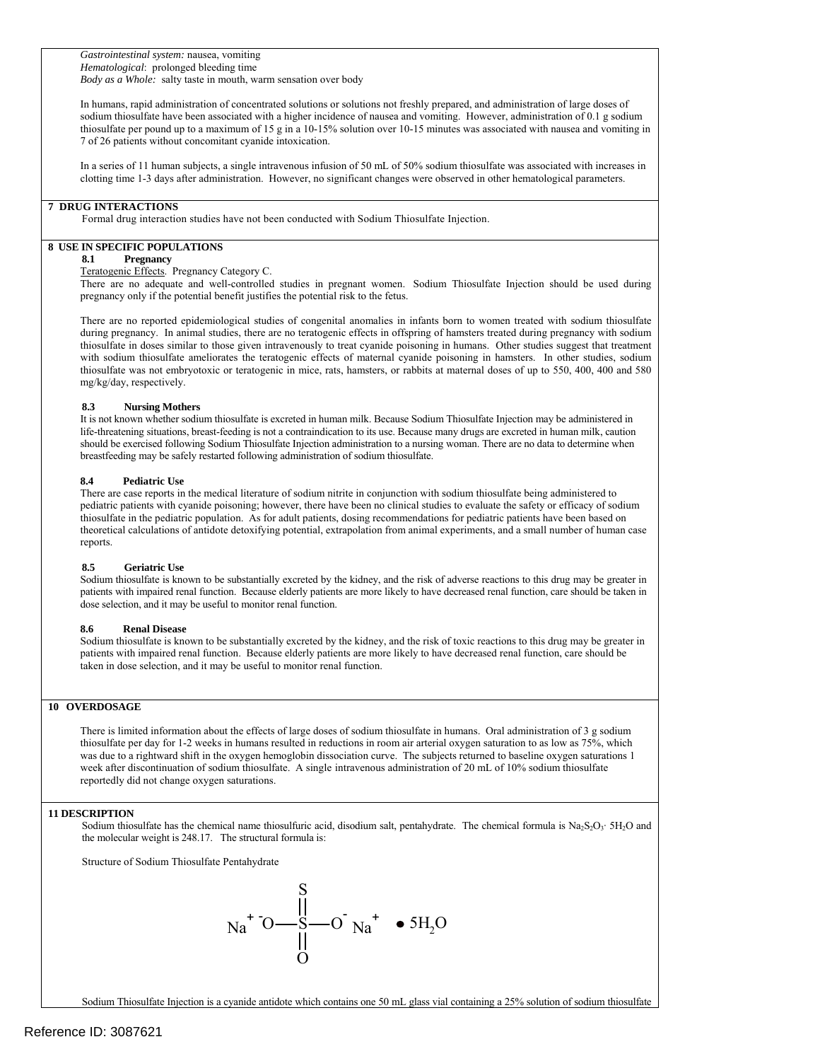*Gastrointestinal system:* nausea, vomiting
*Hematological*: prolonged bleeding time
*Body as a Whole:* salty taste in mouth, warm sensation over body

In humans, rapid administration of concentrated solutions or solutions not freshly prepared, and administration of large doses of sodium thiosulfate have been associated with a higher incidence of nausea and vomiting. However, administration of 0.1 g sodium thiosulfate per pound up to a maximum of 15 g in a 10-15% solution over 10-15 minutes was associated with nausea and vomiting in 7 of 26 patients without concomitant cyanide intoxication.

In a series of 11 human subjects, a single intravenous infusion of 50 mL of 50% sodium thiosulfate was associated with increases in clotting time 1-3 days after administration. However, no significant changes were observed in other hematological parameters.

## 7 DRUG INTERACTIONS

Formal drug interaction studies have not been conducted with Sodium Thiosulfate Injection.

## 8 USE IN SPECIFIC POPULATIONS

### 8.1 Pregnancy

Teratogenic Effects. Pregnancy Category C.

There are no adequate and well-controlled studies in pregnant women. Sodium Thiosulfate Injection should be used during pregnancy only if the potential benefit justifies the potential risk to the fetus.

There are no reported epidemiological studies of congenital anomalies in infants born to women treated with sodium thiosulfate during pregnancy. In animal studies, there are no teratogenic effects in offspring of hamsters treated during pregnancy with sodium thiosulfate in doses similar to those given intravenously to treat cyanide poisoning in humans. Other studies suggest that treatment with sodium thiosulfate ameliorates the teratogenic effects of maternal cyanide poisoning in hamsters. In other studies, sodium thiosulfate was not embryotoxic or teratogenic in mice, rats, hamsters, or rabbits at maternal doses of up to 550, 400, 400 and 580 mg/kg/day, respectively.

### 8.3 Nursing Mothers

It is not known whether sodium thiosulfate is excreted in human milk. Because Sodium Thiosulfate Injection may be administered in life-threatening situations, breast-feeding is not a contraindication to its use. Because many drugs are excreted in human milk, caution should be exercised following Sodium Thiosulfate Injection administration to a nursing woman. There are no data to determine when breastfeeding may be safely restarted following administration of sodium thiosulfate.

### 8.4 Pediatric Use

There are case reports in the medical literature of sodium nitrite in conjunction with sodium thiosulfate being administered to pediatric patients with cyanide poisoning; however, there have been no clinical studies to evaluate the safety or efficacy of sodium thiosulfate in the pediatric population. As for adult patients, dosing recommendations for pediatric patients have been based on theoretical calculations of antidote detoxifying potential, extrapolation from animal experiments, and a small number of human case reports.

### 8.5 Geriatric Use

Sodium thiosulfate is known to be substantially excreted by the kidney, and the risk of adverse reactions to this drug may be greater in patients with impaired renal function. Because elderly patients are more likely to have decreased renal function, care should be taken in dose selection, and it may be useful to monitor renal function.

### 8.6 Renal Disease

Sodium thiosulfate is known to be substantially excreted by the kidney, and the risk of toxic reactions to this drug may be greater in patients with impaired renal function. Because elderly patients are more likely to have decreased renal function, care should be taken in dose selection, and it may be useful to monitor renal function.

## 10 OVERDOSAGE

There is limited information about the effects of large doses of sodium thiosulfate in humans. Oral administration of 3 g sodium thiosulfate per day for 1-2 weeks in humans resulted in reductions in room air arterial oxygen saturation to as low as 75%, which was due to a rightward shift in the oxygen hemoglobin dissociation curve. The subjects returned to baseline oxygen saturations 1 week after discontinuation of sodium thiosulfate. A single intravenous administration of 20 mL of 10% sodium thiosulfate reportedly did not change oxygen saturations.

## 11 DESCRIPTION

Sodium thiosulfate has the chemical name thiosulfuric acid, disodium salt, pentahydrate. The chemical formula is $Na_2S_2O_3 \cdot 5H_2O$ and the molecular weight is 248.17. The structural formula is:

Structure of Sodium Thiosulfate Pentahydrate

$$Na^{+}\ {}^{-}O-\overset{\overset{\displaystyle S}{\|}}{\underset{\underset{\displaystyle O}{\|}}{S}}-O^{-}\ Na^{+} \quad \bullet\ 5H_2O$$

Sodium Thiosulfate Injection is a cyanide antidote which contains one 50 mL glass vial containing a 25% solution of sodium thiosulfate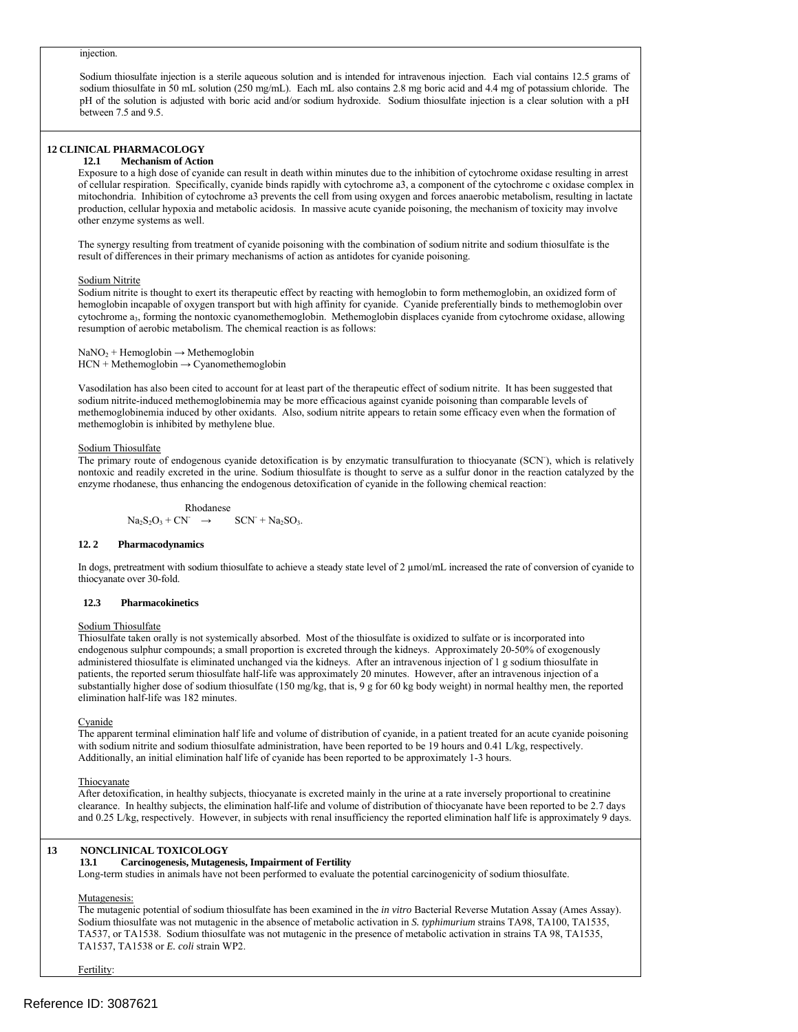injection.

Sodium thiosulfate injection is a sterile aqueous solution and is intended for intravenous injection. Each vial contains 12.5 grams of sodium thiosulfate in 50 mL solution (250 mg/mL). Each mL also contains 2.8 mg boric acid and 4.4 mg of potassium chloride. The pH of the solution is adjusted with boric acid and/or sodium hydroxide. Sodium thiosulfate injection is a clear solution with a pH between 7.5 and 9.5.

## 12 CLINICAL PHARMACOLOGY

### 12.1 Mechanism of Action

Exposure to a high dose of cyanide can result in death within minutes due to the inhibition of cytochrome oxidase resulting in arrest of cellular respiration. Specifically, cyanide binds rapidly with cytochrome a3, a component of the cytochrome c oxidase complex in mitochondria. Inhibition of cytochrome a3 prevents the cell from using oxygen and forces anaerobic metabolism, resulting in lactate production, cellular hypoxia and metabolic acidosis. In massive acute cyanide poisoning, the mechanism of toxicity may involve other enzyme systems as well.

The synergy resulting from treatment of cyanide poisoning with the combination of sodium nitrite and sodium thiosulfate is the result of differences in their primary mechanisms of action as antidotes for cyanide poisoning.

Sodium Nitrite

Sodium nitrite is thought to exert its therapeutic effect by reacting with hemoglobin to form methemoglobin, an oxidized form of hemoglobin incapable of oxygen transport but with high affinity for cyanide. Cyanide preferentially binds to methemoglobin over cytochrome $a_3$, forming the nontoxic cyanomethemoglobin. Methemoglobin displaces cyanide from cytochrome oxidase, allowing resumption of aerobic metabolism. The chemical reaction is as follows:

$NaNO_2$ + Hemoglobin → Methemoglobin
HCN + Methemoglobin → Cyanomethemoglobin

Vasodilation has also been cited to account for at least part of the therapeutic effect of sodium nitrite. It has been suggested that sodium nitrite-induced methemoglobinemia may be more efficacious against cyanide poisoning than comparable levels of methemoglobinemia induced by other oxidants. Also, sodium nitrite appears to retain some efficacy even when the formation of methemoglobin is inhibited by methylene blue.

Sodium Thiosulfate

The primary route of endogenous cyanide detoxification is by enzymatic transulfuration to thiocyanate ($SCN^-$), which is relatively nontoxic and readily excreted in the urine. Sodium thiosulfate is thought to serve as a sulfur donor in the reaction catalyzed by the enzyme rhodanese, thus enhancing the endogenous detoxification of cyanide in the following chemical reaction:

$$Na_2S_2O_3 + CN^- \xrightarrow{\text{Rhodanese}} SCN^- + Na_2SO_3.$$

### 12.2 Pharmacodynamics

In dogs, pretreatment with sodium thiosulfate to achieve a steady state level of 2 μmol/mL increased the rate of conversion of cyanide to thiocyanate over 30-fold.

### 12.3 Pharmacokinetics

Sodium Thiosulfate

Thiosulfate taken orally is not systemically absorbed. Most of the thiosulfate is oxidized to sulfate or is incorporated into endogenous sulphur compounds; a small proportion is excreted through the kidneys. Approximately 20-50% of exogenously administered thiosulfate is eliminated unchanged via the kidneys. After an intravenous injection of 1 g sodium thiosulfate in patients, the reported serum thiosulfate half-life was approximately 20 minutes. However, after an intravenous injection of a substantially higher dose of sodium thiosulfate (150 mg/kg, that is, 9 g for 60 kg body weight) in normal healthy men, the reported elimination half-life was 182 minutes.

Cyanide

The apparent terminal elimination half life and volume of distribution of cyanide, in a patient treated for an acute cyanide poisoning with sodium nitrite and sodium thiosulfate administration, have been reported to be 19 hours and 0.41 L/kg, respectively. Additionally, an initial elimination half life of cyanide has been reported to be approximately 1-3 hours.

Thiocyanate

After detoxification, in healthy subjects, thiocyanate is excreted mainly in the urine at a rate inversely proportional to creatinine clearance. In healthy subjects, the elimination half-life and volume of distribution of thiocyanate have been reported to be 2.7 days and 0.25 L/kg, respectively. However, in subjects with renal insufficiency the reported elimination half life is approximately 9 days.

## 13 NONCLINICAL TOXICOLOGY

### 13.1 Carcinogenesis, Mutagenesis, Impairment of Fertility

Long-term studies in animals have not been performed to evaluate the potential carcinogenicity of sodium thiosulfate.

Mutagenesis:

The mutagenic potential of sodium thiosulfate has been examined in the *in vitro* Bacterial Reverse Mutation Assay (Ames Assay). Sodium thiosulfate was not mutagenic in the absence of metabolic activation in *S. typhimurium* strains TA98, TA100, TA1535, TA537, or TA1538. Sodium thiosulfate was not mutagenic in the presence of metabolic activation in strains TA 98, TA1535, TA1537, TA1538 or *E. coli* strain WP2.

Fertility: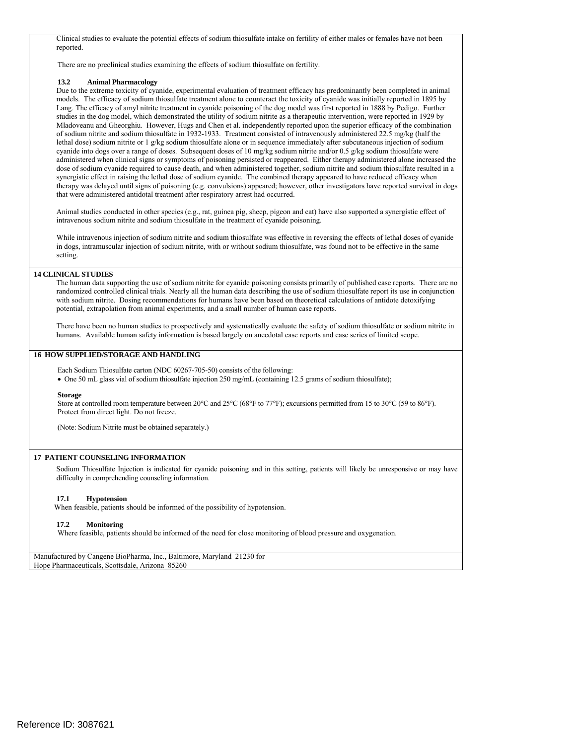Clinical studies to evaluate the potential effects of sodium thiosulfate intake on fertility of either males or females have not been reported.

There are no preclinical studies examining the effects of sodium thiosulfate on fertility.

### 13.2 Animal Pharmacology

Due to the extreme toxicity of cyanide, experimental evaluation of treatment efficacy has predominantly been completed in animal models. The efficacy of sodium thiosulfate treatment alone to counteract the toxicity of cyanide was initially reported in 1895 by Lang. The efficacy of amyl nitrite treatment in cyanide poisoning of the dog model was first reported in 1888 by Pedigo. Further studies in the dog model, which demonstrated the utility of sodium nitrite as a therapeutic intervention, were reported in 1929 by Mladoveanu and Gheorghiu. However, Hugs and Chen et al. independently reported upon the superior efficacy of the combination of sodium nitrite and sodium thiosulfate in 1932-1933. Treatment consisted of intravenously administered 22.5 mg/kg (half the lethal dose) sodium nitrite or 1 g/kg sodium thiosulfate alone or in sequence immediately after subcutaneous injection of sodium cyanide into dogs over a range of doses. Subsequent doses of 10 mg/kg sodium nitrite and/or 0.5 g/kg sodium thiosulfate were administered when clinical signs or symptoms of poisoning persisted or reappeared. Either therapy administered alone increased the dose of sodium cyanide required to cause death, and when administered together, sodium nitrite and sodium thiosulfate resulted in a synergistic effect in raising the lethal dose of sodium cyanide. The combined therapy appeared to have reduced efficacy when therapy was delayed until signs of poisoning (e.g. convulsions) appeared; however, other investigators have reported survival in dogs that were administered antidotal treatment after respiratory arrest had occurred.

Animal studies conducted in other species (e.g., rat, guinea pig, sheep, pigeon and cat) have also supported a synergistic effect of intravenous sodium nitrite and sodium thiosulfate in the treatment of cyanide poisoning.

While intravenous injection of sodium nitrite and sodium thiosulfate was effective in reversing the effects of lethal doses of cyanide in dogs, intramuscular injection of sodium nitrite, with or without sodium thiosulfate, was found not to be effective in the same setting.

## 14 CLINICAL STUDIES

The human data supporting the use of sodium nitrite for cyanide poisoning consists primarily of published case reports. There are no randomized controlled clinical trials. Nearly all the human data describing the use of sodium thiosulfate report its use in conjunction with sodium nitrite. Dosing recommendations for humans have been based on theoretical calculations of antidote detoxifying potential, extrapolation from animal experiments, and a small number of human case reports.

There have been no human studies to prospectively and systematically evaluate the safety of sodium thiosulfate or sodium nitrite in humans. Available human safety information is based largely on anecdotal case reports and case series of limited scope.

## 16 HOW SUPPLIED/STORAGE AND HANDLING

Each Sodium Thiosulfate carton (NDC 60267-705-50) consists of the following:

- One 50 mL glass vial of sodium thiosulfate injection 250 mg/mL (containing 12.5 grams of sodium thiosulfate);

**Storage**

Store at controlled room temperature between 20°C and 25°C (68°F to 77°F); excursions permitted from 15 to 30°C (59 to 86°F). Protect from direct light. Do not freeze.

(Note: Sodium Nitrite must be obtained separately.)

## 17 PATIENT COUNSELING INFORMATION

Sodium Thiosulfate Injection is indicated for cyanide poisoning and in this setting, patients will likely be unresponsive or may have difficulty in comprehending counseling information.

### 17.1 Hypotension

When feasible, patients should be informed of the possibility of hypotension.

### 17.2 Monitoring

Where feasible, patients should be informed of the need for close monitoring of blood pressure and oxygenation.

Manufactured by Cangene BioPharma, Inc., Baltimore, Maryland 21230 for
Hope Pharmaceuticals, Scottsdale, Arizona 85260